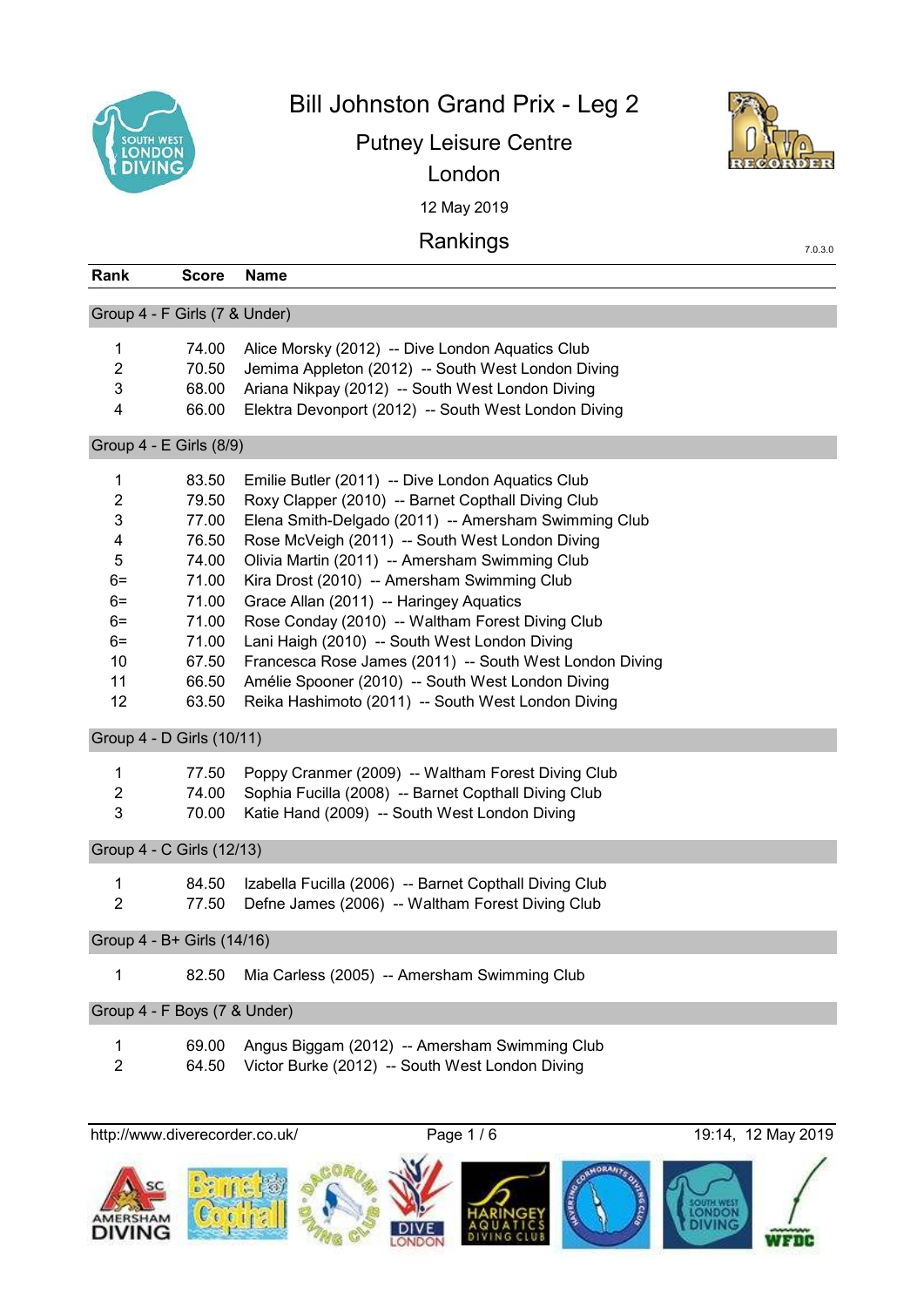# Bill Johnston Grand Prix - Leg 2

## Putney Leisure Centre

## London

12 May 2019

## Rankings

7.0.3.0

| Rank | Score | Name |
|---|---|---|
| **Group 4 - F Girls (7 & Under)** | | |
| 1 | 74.00 | Alice Morsky (2012) -- Dive London Aquatics Club |
| 2 | 70.50 | Jemima Appleton (2012) -- South West London Diving |
| 3 | 68.00 | Ariana Nikpay (2012) -- South West London Diving |
| 4 | 66.00 | Elektra Devonport (2012) -- South West London Diving |
| **Group 4 - E Girls (8/9)** | | |
| 1 | 83.50 | Emilie Butler (2011) -- Dive London Aquatics Club |
| 2 | 79.50 | Roxy Clapper (2010) -- Barnet Copthall Diving Club |
| 3 | 77.00 | Elena Smith-Delgado (2011) -- Amersham Swimming Club |
| 4 | 76.50 | Rose McVeigh (2011) -- South West London Diving |
| 5 | 74.00 | Olivia Martin (2011) -- Amersham Swimming Club |
| 6= | 71.00 | Kira Drost (2010) -- Amersham Swimming Club |
| 6= | 71.00 | Grace Allan (2011) -- Haringey Aquatics |
| 6= | 71.00 | Rose Conday (2010) -- Waltham Forest Diving Club |
| 6= | 71.00 | Lani Haigh (2010) -- South West London Diving |
| 10 | 67.50 | Francesca Rose James (2011) -- South West London Diving |
| 11 | 66.50 | Amélie Spooner (2010) -- South West London Diving |
| 12 | 63.50 | Reika Hashimoto (2011) -- South West London Diving |
| **Group 4 - D Girls (10/11)** | | |
| 1 | 77.50 | Poppy Cranmer (2009) -- Waltham Forest Diving Club |
| 2 | 74.00 | Sophia Fucilla (2008) -- Barnet Copthall Diving Club |
| 3 | 70.00 | Katie Hand (2009) -- South West London Diving |
| **Group 4 - C Girls (12/13)** | | |
| 1 | 84.50 | Izabella Fucilla (2006) -- Barnet Copthall Diving Club |
| 2 | 77.50 | Defne James (2006) -- Waltham Forest Diving Club |
| **Group 4 - B+ Girls (14/16)** | | |
| 1 | 82.50 | Mia Carless (2005) -- Amersham Swimming Club |
| **Group 4 - F Boys (7 & Under)** | | |
| 1 | 69.00 | Angus Biggam (2012) -- Amersham Swimming Club |
| 2 | 64.50 | Victor Burke (2012) -- South West London Diving |

http://www.diverecorder.co.uk/ 19:14, 12 May 2019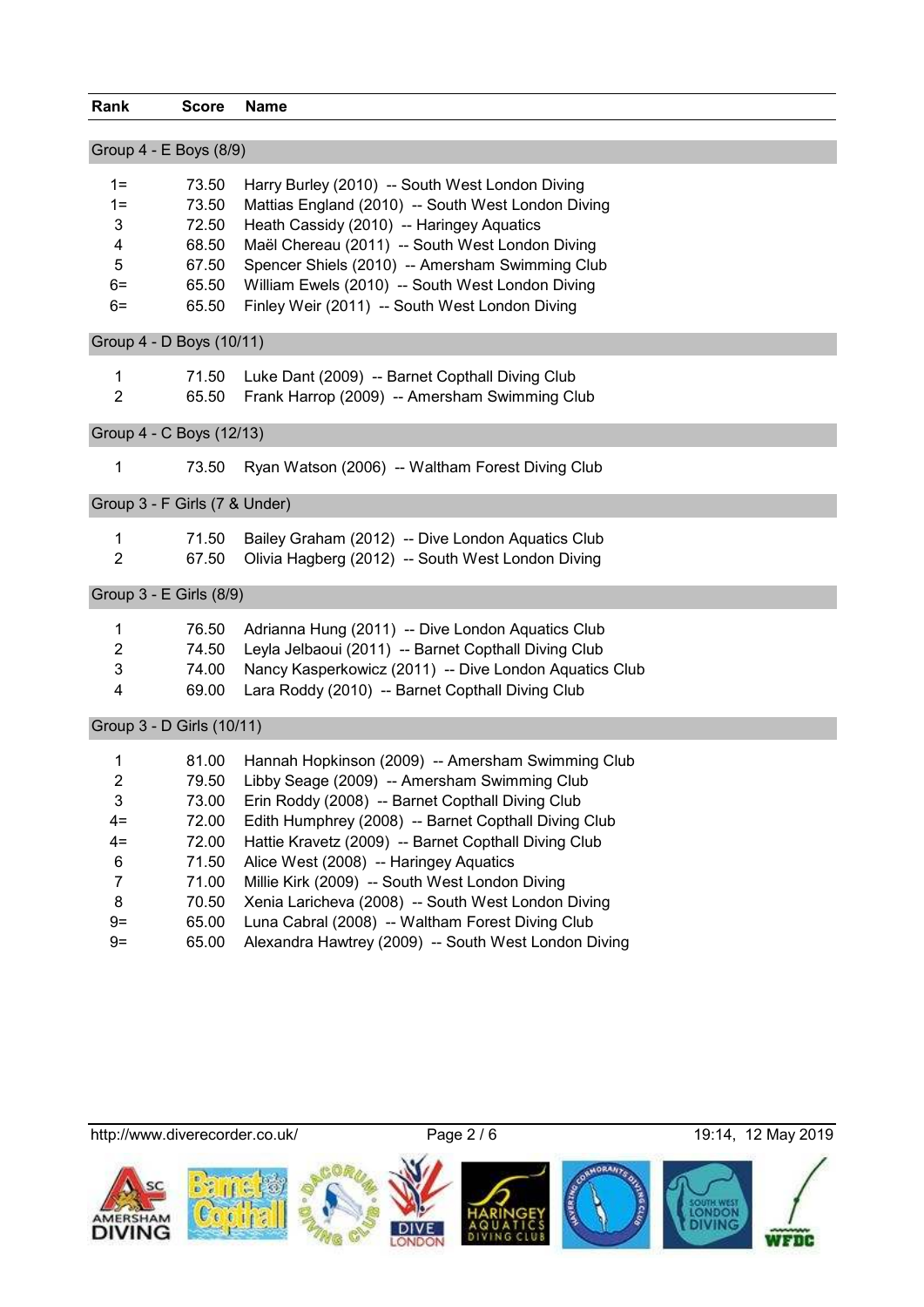| Rank | Score | Name |
| --- | --- | --- |
| **Group 4 - E Boys (8/9)** | | |
| 1= | 73.50 | Harry Burley (2010) -- South West London Diving |
| 1= | 73.50 | Mattias England (2010) -- South West London Diving |
| 3 | 72.50 | Heath Cassidy (2010) -- Haringey Aquatics |
| 4 | 68.50 | Maël Chereau (2011) -- South West London Diving |
| 5 | 67.50 | Spencer Shiels (2010) -- Amersham Swimming Club |
| 6= | 65.50 | William Ewels (2010) -- South West London Diving |
| 6= | 65.50 | Finley Weir (2011) -- South West London Diving |
| **Group 4 - D Boys (10/11)** | | |
| 1 | 71.50 | Luke Dant (2009) -- Barnet Copthall Diving Club |
| 2 | 65.50 | Frank Harrop (2009) -- Amersham Swimming Club |
| **Group 4 - C Boys (12/13)** | | |
| 1 | 73.50 | Ryan Watson (2006) -- Waltham Forest Diving Club |
| **Group 3 - F Girls (7 & Under)** | | |
| 1 | 71.50 | Bailey Graham (2012) -- Dive London Aquatics Club |
| 2 | 67.50 | Olivia Hagberg (2012) -- South West London Diving |
| **Group 3 - E Girls (8/9)** | | |
| 1 | 76.50 | Adrianna Hung (2011) -- Dive London Aquatics Club |
| 2 | 74.50 | Leyla Jelbaoui (2011) -- Barnet Copthall Diving Club |
| 3 | 74.00 | Nancy Kasperkowicz (2011) -- Dive London Aquatics Club |
| 4 | 69.00 | Lara Roddy (2010) -- Barnet Copthall Diving Club |
| **Group 3 - D Girls (10/11)** | | |
| 1 | 81.00 | Hannah Hopkinson (2009) -- Amersham Swimming Club |
| 2 | 79.50 | Libby Seage (2009) -- Amersham Swimming Club |
| 3 | 73.00 | Erin Roddy (2008) -- Barnet Copthall Diving Club |
| 4= | 72.00 | Edith Humphrey (2008) -- Barnet Copthall Diving Club |
| 4= | 72.00 | Hattie Kravetz (2009) -- Barnet Copthall Diving Club |
| 6 | 71.50 | Alice West (2008) -- Haringey Aquatics |
| 7 | 71.00 | Millie Kirk (2009) -- South West London Diving |
| 8 | 70.50 | Xenia Laricheva (2008) -- South West London Diving |
| 9= | 65.00 | Luna Cabral (2008) -- Waltham Forest Diving Club |
| 9= | 65.00 | Alexandra Hawtrey (2009) -- South West London Diving |

http://www.diverecorder.co.uk/ 19:14, 12 May 2019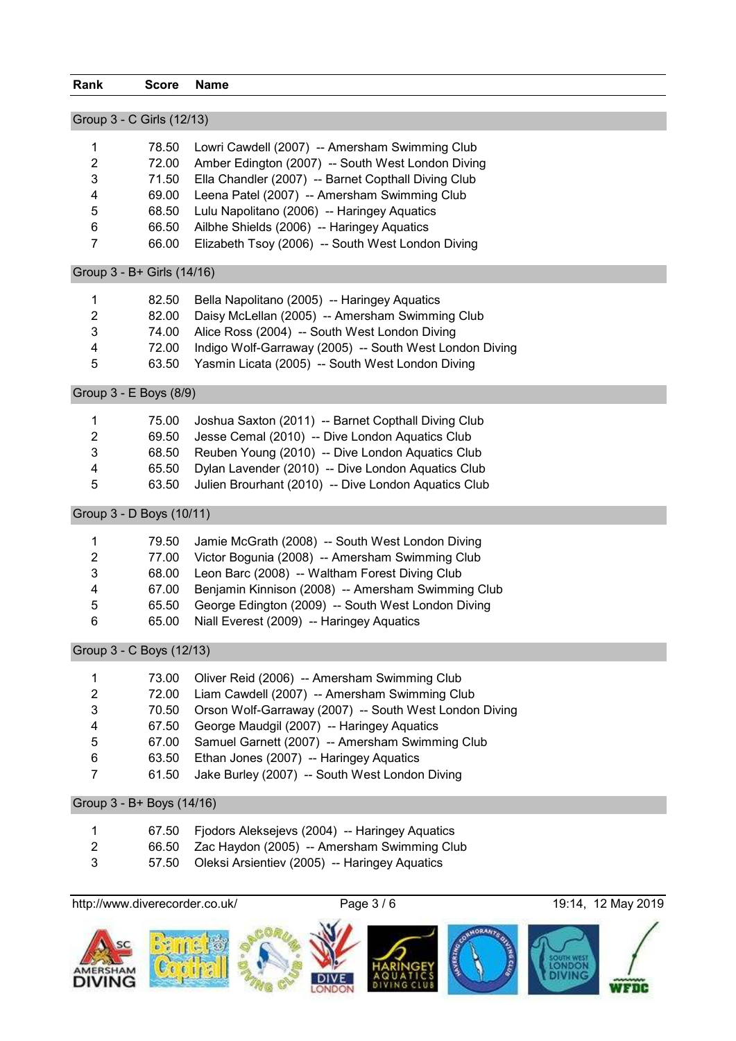| Rank | Score | Name |
|---|---|---|
| **Group 3 - C Girls (12/13)** | | |
| 1 | 78.50 | Lowri Cawdell (2007) -- Amersham Swimming Club |
| 2 | 72.00 | Amber Edington (2007) -- South West London Diving |
| 3 | 71.50 | Ella Chandler (2007) -- Barnet Copthall Diving Club |
| 4 | 69.00 | Leena Patel (2007) -- Amersham Swimming Club |
| 5 | 68.50 | Lulu Napolitano (2006) -- Haringey Aquatics |
| 6 | 66.50 | Ailbhe Shields (2006) -- Haringey Aquatics |
| 7 | 66.00 | Elizabeth Tsoy (2006) -- South West London Diving |
| **Group 3 - B+ Girls (14/16)** | | |
| 1 | 82.50 | Bella Napolitano (2005) -- Haringey Aquatics |
| 2 | 82.00 | Daisy McLellan (2005) -- Amersham Swimming Club |
| 3 | 74.00 | Alice Ross (2004) -- South West London Diving |
| 4 | 72.00 | Indigo Wolf-Garraway (2005) -- South West London Diving |
| 5 | 63.50 | Yasmin Licata (2005) -- South West London Diving |
| **Group 3 - E Boys (8/9)** | | |
| 1 | 75.00 | Joshua Saxton (2011) -- Barnet Copthall Diving Club |
| 2 | 69.50 | Jesse Cemal (2010) -- Dive London Aquatics Club |
| 3 | 68.50 | Reuben Young (2010) -- Dive London Aquatics Club |
| 4 | 65.50 | Dylan Lavender (2010) -- Dive London Aquatics Club |
| 5 | 63.50 | Julien Brourhant (2010) -- Dive London Aquatics Club |
| **Group 3 - D Boys (10/11)** | | |
| 1 | 79.50 | Jamie McGrath (2008) -- South West London Diving |
| 2 | 77.00 | Victor Bogunia (2008) -- Amersham Swimming Club |
| 3 | 68.00 | Leon Barc (2008) -- Waltham Forest Diving Club |
| 4 | 67.00 | Benjamin Kinnison (2008) -- Amersham Swimming Club |
| 5 | 65.50 | George Edington (2009) -- South West London Diving |
| 6 | 65.00 | Niall Everest (2009) -- Haringey Aquatics |
| **Group 3 - C Boys (12/13)** | | |
| 1 | 73.00 | Oliver Reid (2006) -- Amersham Swimming Club |
| 2 | 72.00 | Liam Cawdell (2007) -- Amersham Swimming Club |
| 3 | 70.50 | Orson Wolf-Garraway (2007) -- South West London Diving |
| 4 | 67.50 | George Maudgil (2007) -- Haringey Aquatics |
| 5 | 67.00 | Samuel Garnett (2007) -- Amersham Swimming Club |
| 6 | 63.50 | Ethan Jones (2007) -- Haringey Aquatics |
| 7 | 61.50 | Jake Burley (2007) -- South West London Diving |
| **Group 3 - B+ Boys (14/16)** | | |
| 1 | 67.50 | Fjodors Aleksejevs (2004) -- Haringey Aquatics |
| 2 | 66.50 | Zac Haydon (2005) -- Amersham Swimming Club |
| 3 | 57.50 | Oleksi Arsientiev (2005) -- Haringey Aquatics |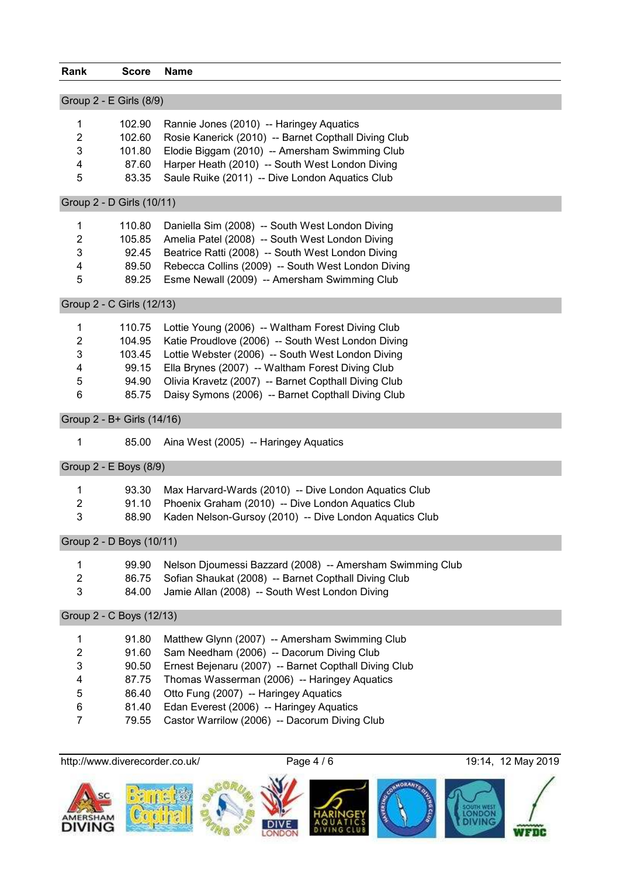| Rank | Score | Name |
|---|---|---|
| **Group 2 - E Girls (8/9)** | | |
| 1 | 102.90 | Rannie Jones (2010) -- Haringey Aquatics |
| 2 | 102.60 | Rosie Kanerick (2010) -- Barnet Copthall Diving Club |
| 3 | 101.80 | Elodie Biggam (2010) -- Amersham Swimming Club |
| 4 | 87.60 | Harper Heath (2010) -- South West London Diving |
| 5 | 83.35 | Saule Ruike (2011) -- Dive London Aquatics Club |
| **Group 2 - D Girls (10/11)** | | |
| 1 | 110.80 | Daniella Sim (2008) -- South West London Diving |
| 2 | 105.85 | Amelia Patel (2008) -- South West London Diving |
| 3 | 92.45 | Beatrice Ratti (2008) -- South West London Diving |
| 4 | 89.50 | Rebecca Collins (2009) -- South West London Diving |
| 5 | 89.25 | Esme Newall (2009) -- Amersham Swimming Club |
| **Group 2 - C Girls (12/13)** | | |
| 1 | 110.75 | Lottie Young (2006) -- Waltham Forest Diving Club |
| 2 | 104.95 | Katie Proudlove (2006) -- South West London Diving |
| 3 | 103.45 | Lottie Webster (2006) -- South West London Diving |
| 4 | 99.15 | Ella Brynes (2007) -- Waltham Forest Diving Club |
| 5 | 94.90 | Olivia Kravetz (2007) -- Barnet Copthall Diving Club |
| 6 | 85.75 | Daisy Symons (2006) -- Barnet Copthall Diving Club |
| **Group 2 - B+ Girls (14/16)** | | |
| 1 | 85.00 | Aina West (2005) -- Haringey Aquatics |
| **Group 2 - E Boys (8/9)** | | |
| 1 | 93.30 | Max Harvard-Wards (2010) -- Dive London Aquatics Club |
| 2 | 91.10 | Phoenix Graham (2010) -- Dive London Aquatics Club |
| 3 | 88.90 | Kaden Nelson-Gursoy (2010) -- Dive London Aquatics Club |
| **Group 2 - D Boys (10/11)** | | |
| 1 | 99.90 | Nelson Djoumessi Bazzard (2008) -- Amersham Swimming Club |
| 2 | 86.75 | Sofian Shaukat (2008) -- Barnet Copthall Diving Club |
| 3 | 84.00 | Jamie Allan (2008) -- South West London Diving |
| **Group 2 - C Boys (12/13)** | | |
| 1 | 91.80 | Matthew Glynn (2007) -- Amersham Swimming Club |
| 2 | 91.60 | Sam Needham (2006) -- Dacorum Diving Club |
| 3 | 90.50 | Ernest Bejenaru (2007) -- Barnet Copthall Diving Club |
| 4 | 87.75 | Thomas Wasserman (2006) -- Haringey Aquatics |
| 5 | 86.40 | Otto Fung (2007) -- Haringey Aquatics |
| 6 | 81.40 | Edan Everest (2006) -- Haringey Aquatics |
| 7 | 79.55 | Castor Warrilow (2006) -- Dacorum Diving Club |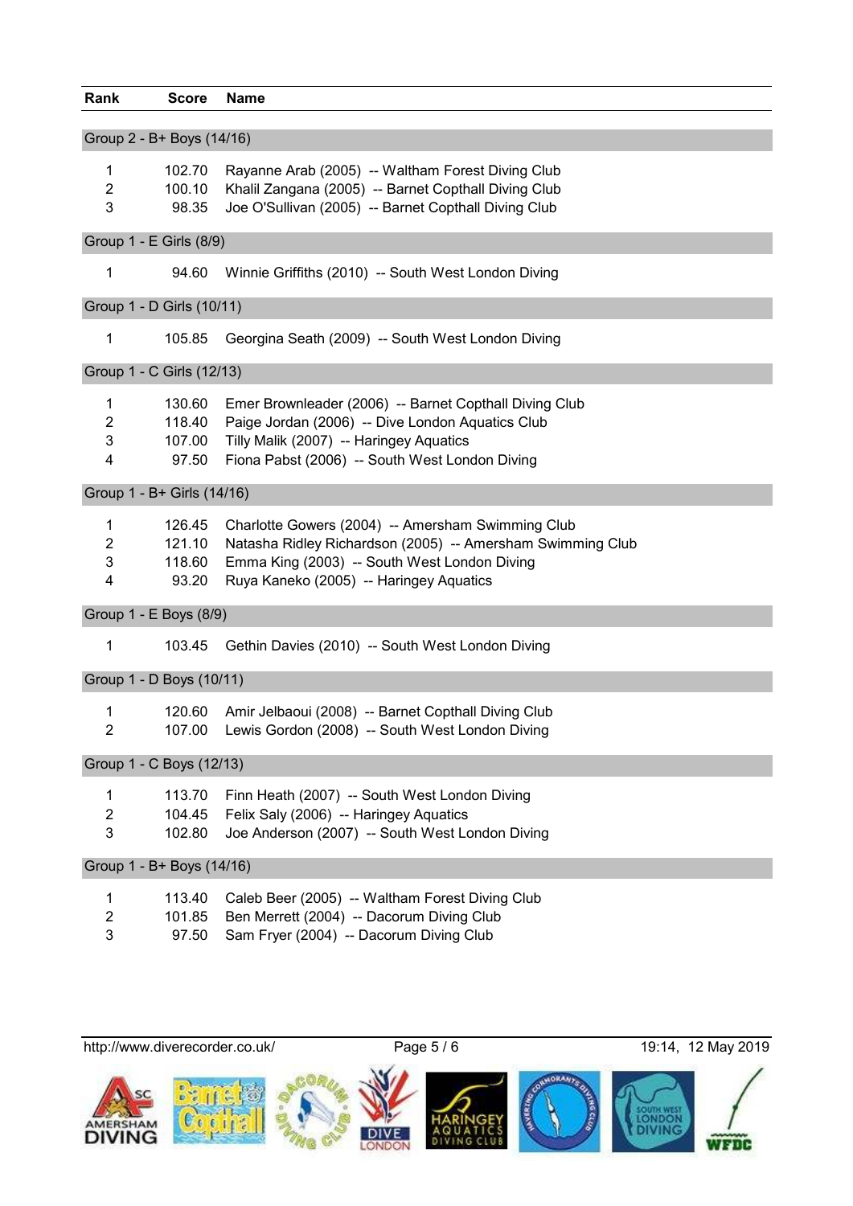| Rank | Score | Name |
|---|---|---|
| **Group 2 - B+ Boys (14/16)** | | |
| 1 | 102.70 | Rayanne Arab (2005) -- Waltham Forest Diving Club |
| 2 | 100.10 | Khalil Zangana (2005) -- Barnet Copthall Diving Club |
| 3 | 98.35 | Joe O'Sullivan (2005) -- Barnet Copthall Diving Club |
| **Group 1 - E Girls (8/9)** | | |
| 1 | 94.60 | Winnie Griffiths (2010) -- South West London Diving |
| **Group 1 - D Girls (10/11)** | | |
| 1 | 105.85 | Georgina Seath (2009) -- South West London Diving |
| **Group 1 - C Girls (12/13)** | | |
| 1 | 130.60 | Emer Brownleader (2006) -- Barnet Copthall Diving Club |
| 2 | 118.40 | Paige Jordan (2006) -- Dive London Aquatics Club |
| 3 | 107.00 | Tilly Malik (2007) -- Haringey Aquatics |
| 4 | 97.50 | Fiona Pabst (2006) -- South West London Diving |
| **Group 1 - B+ Girls (14/16)** | | |
| 1 | 126.45 | Charlotte Gowers (2004) -- Amersham Swimming Club |
| 2 | 121.10 | Natasha Ridley Richardson (2005) -- Amersham Swimming Club |
| 3 | 118.60 | Emma King (2003) -- South West London Diving |
| 4 | 93.20 | Ruya Kaneko (2005) -- Haringey Aquatics |
| **Group 1 - E Boys (8/9)** | | |
| 1 | 103.45 | Gethin Davies (2010) -- South West London Diving |
| **Group 1 - D Boys (10/11)** | | |
| 1 | 120.60 | Amir Jelbaoui (2008) -- Barnet Copthall Diving Club |
| 2 | 107.00 | Lewis Gordon (2008) -- South West London Diving |
| **Group 1 - C Boys (12/13)** | | |
| 1 | 113.70 | Finn Heath (2007) -- South West London Diving |
| 2 | 104.45 | Felix Saly (2006) -- Haringey Aquatics |
| 3 | 102.80 | Joe Anderson (2007) -- South West London Diving |
| **Group 1 - B+ Boys (14/16)** | | |
| 1 | 113.40 | Caleb Beer (2005) -- Waltham Forest Diving Club |
| 2 | 101.85 | Ben Merrett (2004) -- Dacorum Diving Club |
| 3 | 97.50 | Sam Fryer (2004) -- Dacorum Diving Club |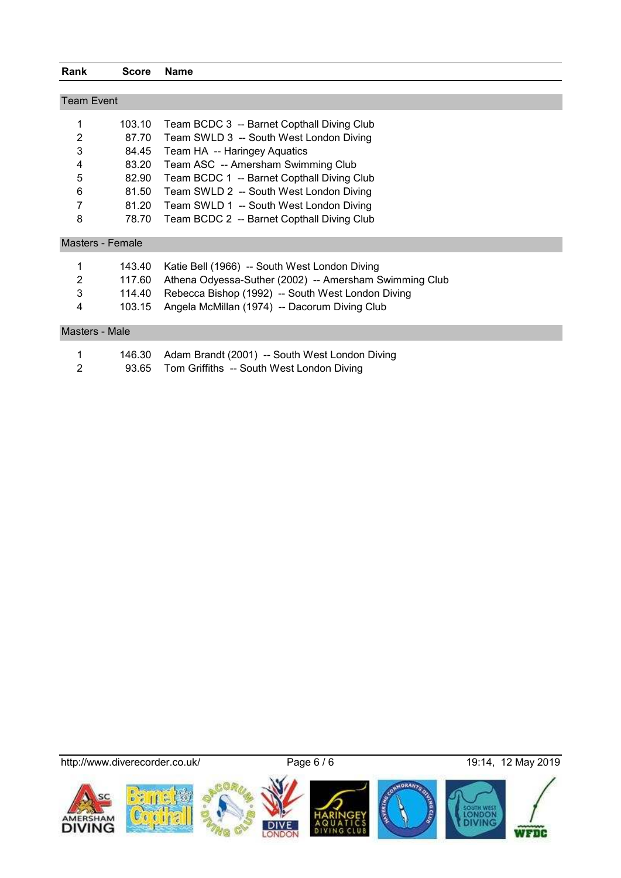| Rank | Score | Name |
| --- | --- | --- |
| **Team Event** | | |
| 1 | 103.10 | Team BCDC 3 -- Barnet Copthall Diving Club |
| 2 | 87.70 | Team SWLD 3 -- South West London Diving |
| 3 | 84.45 | Team HA -- Haringey Aquatics |
| 4 | 83.20 | Team ASC -- Amersham Swimming Club |
| 5 | 82.90 | Team BCDC 1 -- Barnet Copthall Diving Club |
| 6 | 81.50 | Team SWLD 2 -- South West London Diving |
| 7 | 81.20 | Team SWLD 1 -- South West London Diving |
| 8 | 78.70 | Team BCDC 2 -- Barnet Copthall Diving Club |
| **Masters - Female** | | |
| 1 | 143.40 | Katie Bell (1966) -- South West London Diving |
| 2 | 117.60 | Athena Odyessa-Suther (2002) -- Amersham Swimming Club |
| 3 | 114.40 | Rebecca Bishop (1992) -- South West London Diving |
| 4 | 103.15 | Angela McMillan (1974) -- Dacorum Diving Club |
| **Masters - Male** | | |
| 1 | 146.30 | Adam Brandt (2001) -- South West London Diving |
| 2 | 93.65 | Tom Griffiths -- South West London Diving |